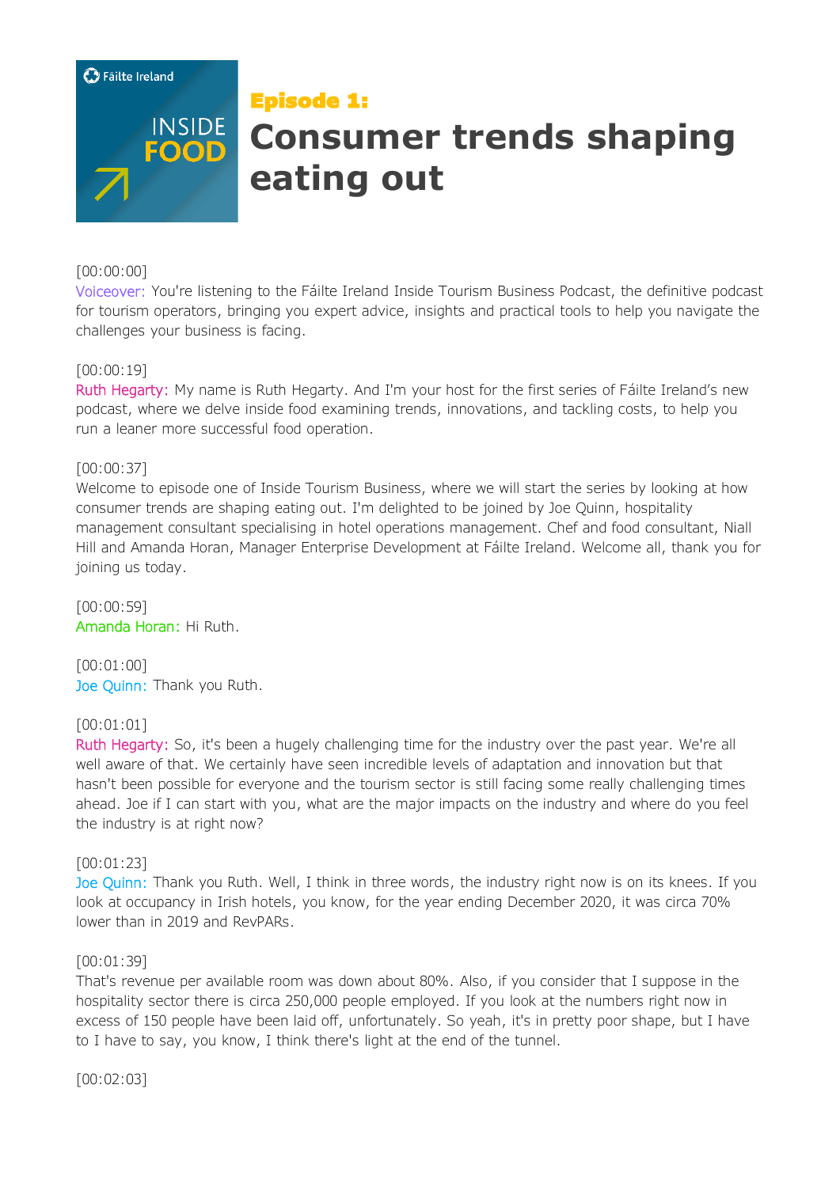Fáilte Ireland

INSIDE FOOD

# Episode 1:

# Consumer trends shaping eating out

[00:00:00]
Voiceover: You're listening to the Fáilte Ireland Inside Tourism Business Podcast, the definitive podcast for tourism operators, bringing you expert advice, insights and practical tools to help you navigate the challenges your business is facing.

[00:00:19]
Ruth Hegarty: My name is Ruth Hegarty. And I'm your host for the first series of Fáilte Ireland's new podcast, where we delve inside food examining trends, innovations, and tackling costs, to help you run a leaner more successful food operation.

[00:00:37]
Welcome to episode one of Inside Tourism Business, where we will start the series by looking at how consumer trends are shaping eating out. I'm delighted to be joined by Joe Quinn, hospitality management consultant specialising in hotel operations management. Chef and food consultant, Niall Hill and Amanda Horan, Manager Enterprise Development at Fáilte Ireland. Welcome all, thank you for joining us today.

[00:00:59]
Amanda Horan: Hi Ruth.

[00:01:00]
Joe Quinn: Thank you Ruth.

[00:01:01]
Ruth Hegarty: So, it's been a hugely challenging time for the industry over the past year. We're all well aware of that. We certainly have seen incredible levels of adaptation and innovation but that hasn't been possible for everyone and the tourism sector is still facing some really challenging times ahead. Joe if I can start with you, what are the major impacts on the industry and where do you feel the industry is at right now?

[00:01:23]
Joe Quinn: Thank you Ruth. Well, I think in three words, the industry right now is on its knees. If you look at occupancy in Irish hotels, you know, for the year ending December 2020, it was circa 70% lower than in 2019 and RevPARs.

[00:01:39]
That's revenue per available room was down about 80%. Also, if you consider that I suppose in the hospitality sector there is circa 250,000 people employed. If you look at the numbers right now in excess of 150 people have been laid off, unfortunately. So yeah, it's in pretty poor shape, but I have to I have to say, you know, I think there's light at the end of the tunnel.

[00:02:03]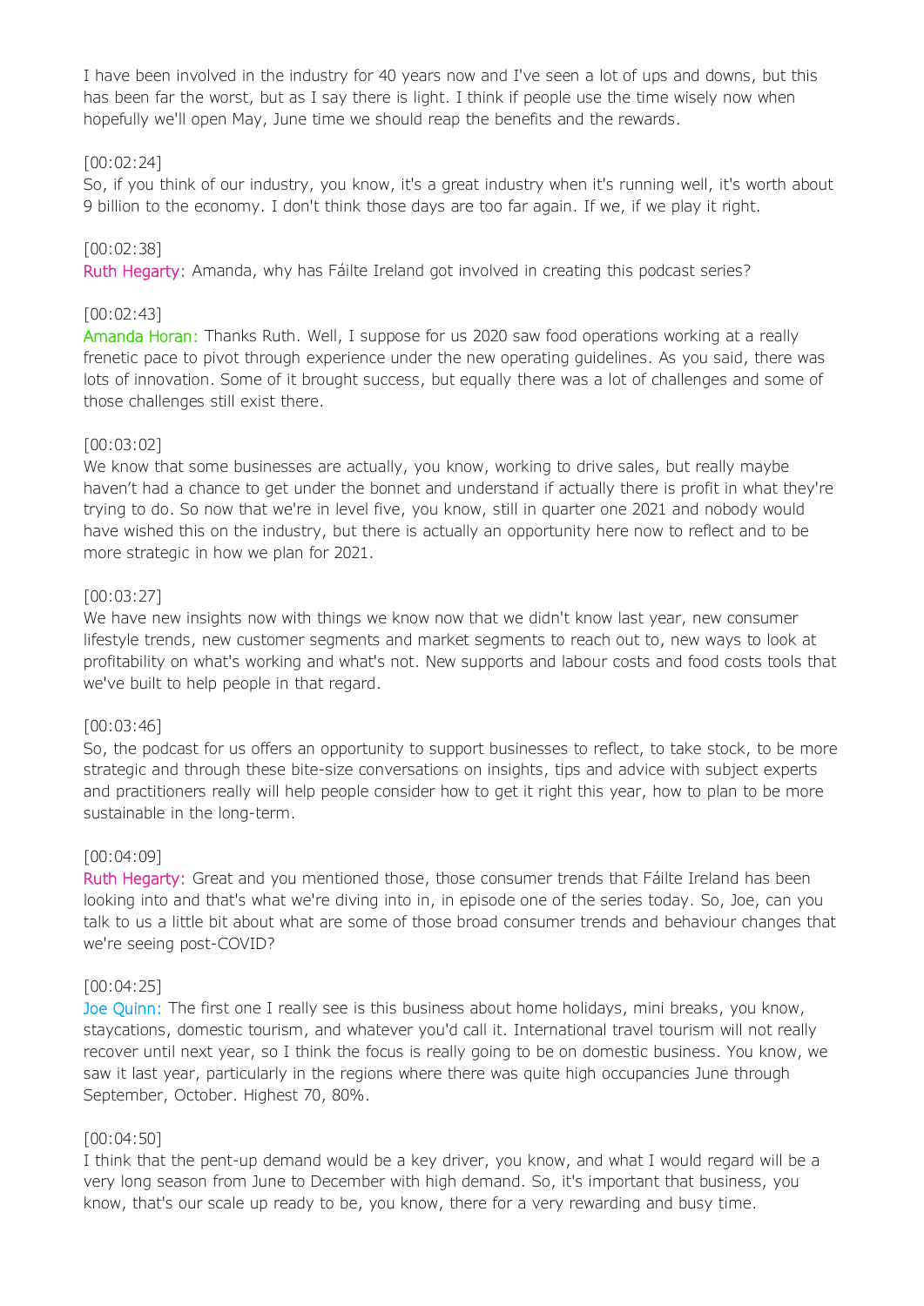I have been involved in the industry for 40 years now and I've seen a lot of ups and downs, but this has been far the worst, but as I say there is light. I think if people use the time wisely now when hopefully we'll open May, June time we should reap the benefits and the rewards.

[00:02:24]
So, if you think of our industry, you know, it's a great industry when it's running well, it's worth about 9 billion to the economy. I don't think those days are too far again. If we, if we play it right.

[00:02:38]
Ruth Hegarty: Amanda, why has Fáilte Ireland got involved in creating this podcast series?

[00:02:43]
Amanda Horan: Thanks Ruth. Well, I suppose for us 2020 saw food operations working at a really frenetic pace to pivot through experience under the new operating guidelines. As you said, there was lots of innovation. Some of it brought success, but equally there was a lot of challenges and some of those challenges still exist there.

[00:03:02]
We know that some businesses are actually, you know, working to drive sales, but really maybe haven't had a chance to get under the bonnet and understand if actually there is profit in what they're trying to do. So now that we're in level five, you know, still in quarter one 2021 and nobody would have wished this on the industry, but there is actually an opportunity here now to reflect and to be more strategic in how we plan for 2021.

[00:03:27]
We have new insights now with things we know now that we didn't know last year, new consumer lifestyle trends, new customer segments and market segments to reach out to, new ways to look at profitability on what's working and what's not. New supports and labour costs and food costs tools that we've built to help people in that regard.

[00:03:46]
So, the podcast for us offers an opportunity to support businesses to reflect, to take stock, to be more strategic and through these bite-size conversations on insights, tips and advice with subject experts and practitioners really will help people consider how to get it right this year, how to plan to be more sustainable in the long-term.

[00:04:09]
Ruth Hegarty: Great and you mentioned those, those consumer trends that Fáilte Ireland has been looking into and that's what we're diving into in, in episode one of the series today. So, Joe, can you talk to us a little bit about what are some of those broad consumer trends and behaviour changes that we're seeing post-COVID?

[00:04:25]
Joe Quinn: The first one I really see is this business about home holidays, mini breaks, you know, staycations, domestic tourism, and whatever you'd call it. International travel tourism will not really recover until next year, so I think the focus is really going to be on domestic business. You know, we saw it last year, particularly in the regions where there was quite high occupancies June through September, October. Highest 70, 80%.

[00:04:50]
I think that the pent-up demand would be a key driver, you know, and what I would regard will be a very long season from June to December with high demand. So, it's important that business, you know, that's our scale up ready to be, you know, there for a very rewarding and busy time.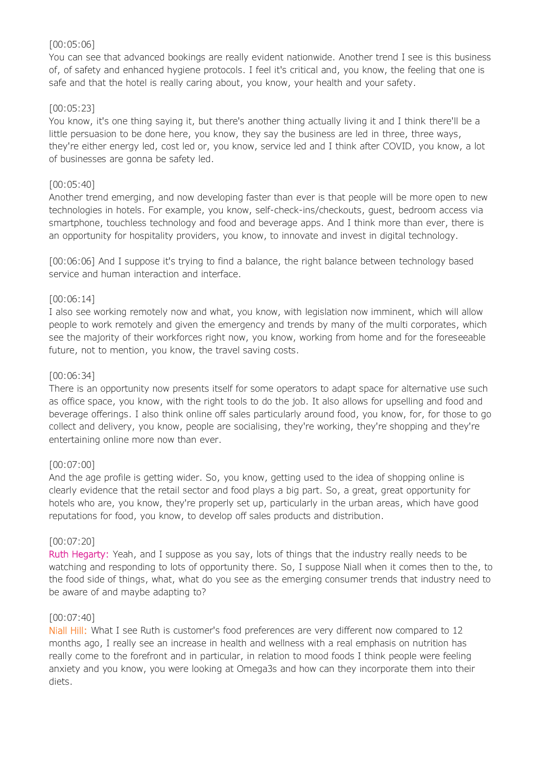[00:05:06]
You can see that advanced bookings are really evident nationwide. Another trend I see is this business of, of safety and enhanced hygiene protocols. I feel it's critical and, you know, the feeling that one is safe and that the hotel is really caring about, you know, your health and your safety.

[00:05:23]
You know, it's one thing saying it, but there's another thing actually living it and I think there'll be a little persuasion to be done here, you know, they say the business are led in three, three ways, they're either energy led, cost led or, you know, service led and I think after COVID, you know, a lot of businesses are gonna be safety led.

[00:05:40]
Another trend emerging, and now developing faster than ever is that people will be more open to new technologies in hotels. For example, you know, self-check-ins/checkouts, guest, bedroom access via smartphone, touchless technology and food and beverage apps. And I think more than ever, there is an opportunity for hospitality providers, you know, to innovate and invest in digital technology.

[00:06:06] And I suppose it's trying to find a balance, the right balance between technology based service and human interaction and interface.

[00:06:14]
I also see working remotely now and what, you know, with legislation now imminent, which will allow people to work remotely and given the emergency and trends by many of the multi corporates, which see the majority of their workforces right now, you know, working from home and for the foreseeable future, not to mention, you know, the travel saving costs.

[00:06:34]
There is an opportunity now presents itself for some operators to adapt space for alternative use such as office space, you know, with the right tools to do the job. It also allows for upselling and food and beverage offerings. I also think online off sales particularly around food, you know, for, for those to go collect and delivery, you know, people are socialising, they're working, they're shopping and they're entertaining online more now than ever.

[00:07:00]
And the age profile is getting wider. So, you know, getting used to the idea of shopping online is clearly evidence that the retail sector and food plays a big part. So, a great, great opportunity for hotels who are, you know, they're properly set up, particularly in the urban areas, which have good reputations for food, you know, to develop off sales products and distribution.

[00:07:20]
Ruth Hegarty: Yeah, and I suppose as you say, lots of things that the industry really needs to be watching and responding to lots of opportunity there. So, I suppose Niall when it comes then to the, to the food side of things, what, what do you see as the emerging consumer trends that industry need to be aware of and maybe adapting to?

[00:07:40]
Niall Hill: What I see Ruth is customer's food preferences are very different now compared to 12 months ago, I really see an increase in health and wellness with a real emphasis on nutrition has really come to the forefront and in particular, in relation to mood foods I think people were feeling anxiety and you know, you were looking at Omega3s and how can they incorporate them into their diets.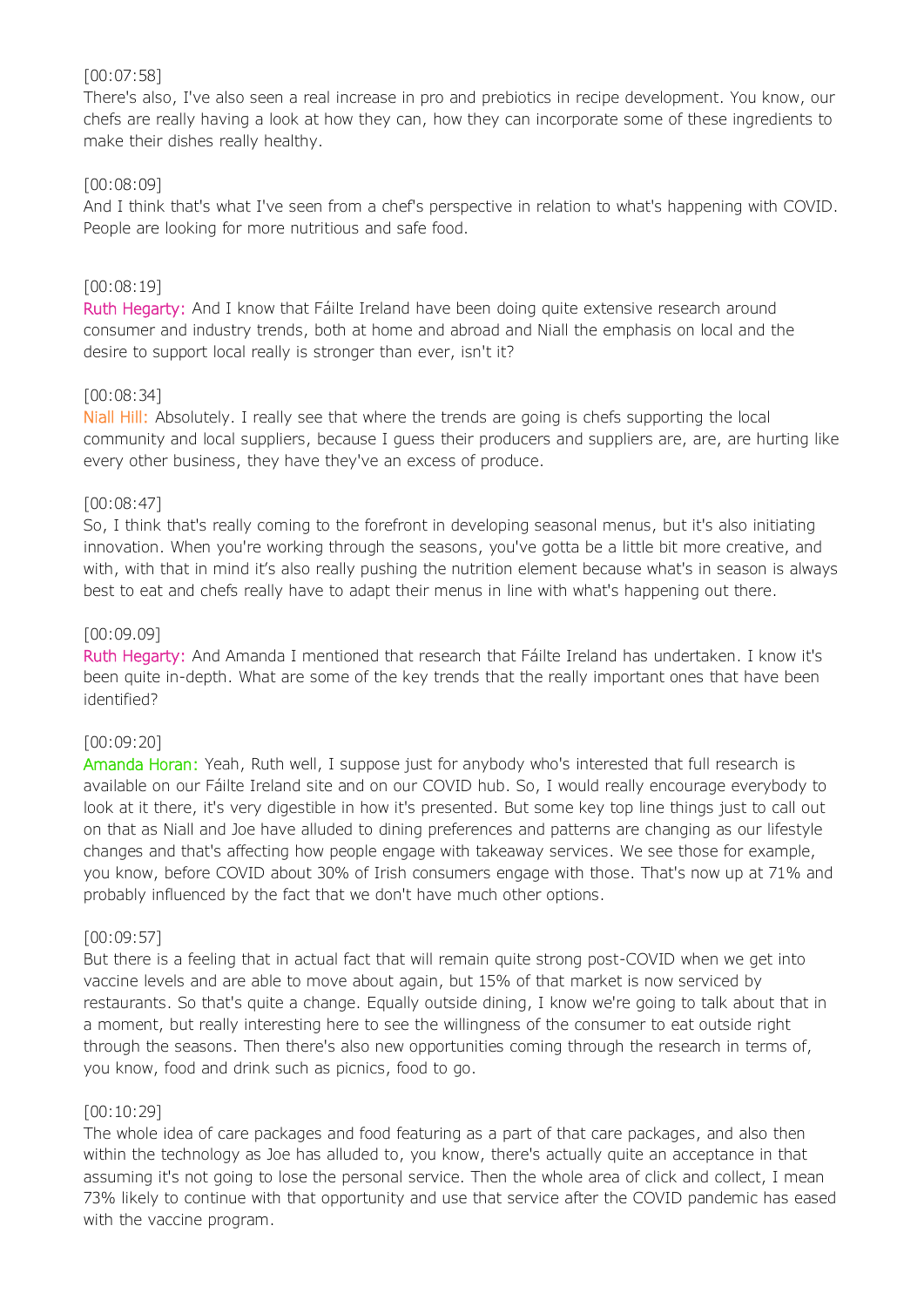[00:07:58]

There's also, I've also seen a real increase in pro and prebiotics in recipe development. You know, our chefs are really having a look at how they can, how they can incorporate some of these ingredients to make their dishes really healthy.

[00:08:09]

And I think that's what I've seen from a chef's perspective in relation to what's happening with COVID. People are looking for more nutritious and safe food.

[00:08:19]

Ruth Hegarty: And I know that Fáilte Ireland have been doing quite extensive research around consumer and industry trends, both at home and abroad and Niall the emphasis on local and the desire to support local really is stronger than ever, isn't it?

[00:08:34]

Niall Hill: Absolutely. I really see that where the trends are going is chefs supporting the local community and local suppliers, because I guess their producers and suppliers are, are, are hurting like every other business, they have they've an excess of produce.

[00:08:47]

So, I think that's really coming to the forefront in developing seasonal menus, but it's also initiating innovation. When you're working through the seasons, you've gotta be a little bit more creative, and with, with that in mind it's also really pushing the nutrition element because what's in season is always best to eat and chefs really have to adapt their menus in line with what's happening out there.

[00:09.09]

Ruth Hegarty: And Amanda I mentioned that research that Fáilte Ireland has undertaken. I know it's been quite in-depth. What are some of the key trends that the really important ones that have been identified?

[00:09:20]

Amanda Horan: Yeah, Ruth well, I suppose just for anybody who's interested that full research is available on our Fáilte Ireland site and on our COVID hub. So, I would really encourage everybody to look at it there, it's very digestible in how it's presented. But some key top line things just to call out on that as Niall and Joe have alluded to dining preferences and patterns are changing as our lifestyle changes and that's affecting how people engage with takeaway services. We see those for example, you know, before COVID about 30% of Irish consumers engage with those. That's now up at 71% and probably influenced by the fact that we don't have much other options.

[00:09:57]

But there is a feeling that in actual fact that will remain quite strong post-COVID when we get into vaccine levels and are able to move about again, but 15% of that market is now serviced by restaurants. So that's quite a change. Equally outside dining, I know we're going to talk about that in a moment, but really interesting here to see the willingness of the consumer to eat outside right through the seasons. Then there's also new opportunities coming through the research in terms of, you know, food and drink such as picnics, food to go.

[00:10:29]

The whole idea of care packages and food featuring as a part of that care packages, and also then within the technology as Joe has alluded to, you know, there's actually quite an acceptance in that assuming it's not going to lose the personal service. Then the whole area of click and collect, I mean 73% likely to continue with that opportunity and use that service after the COVID pandemic has eased with the vaccine program.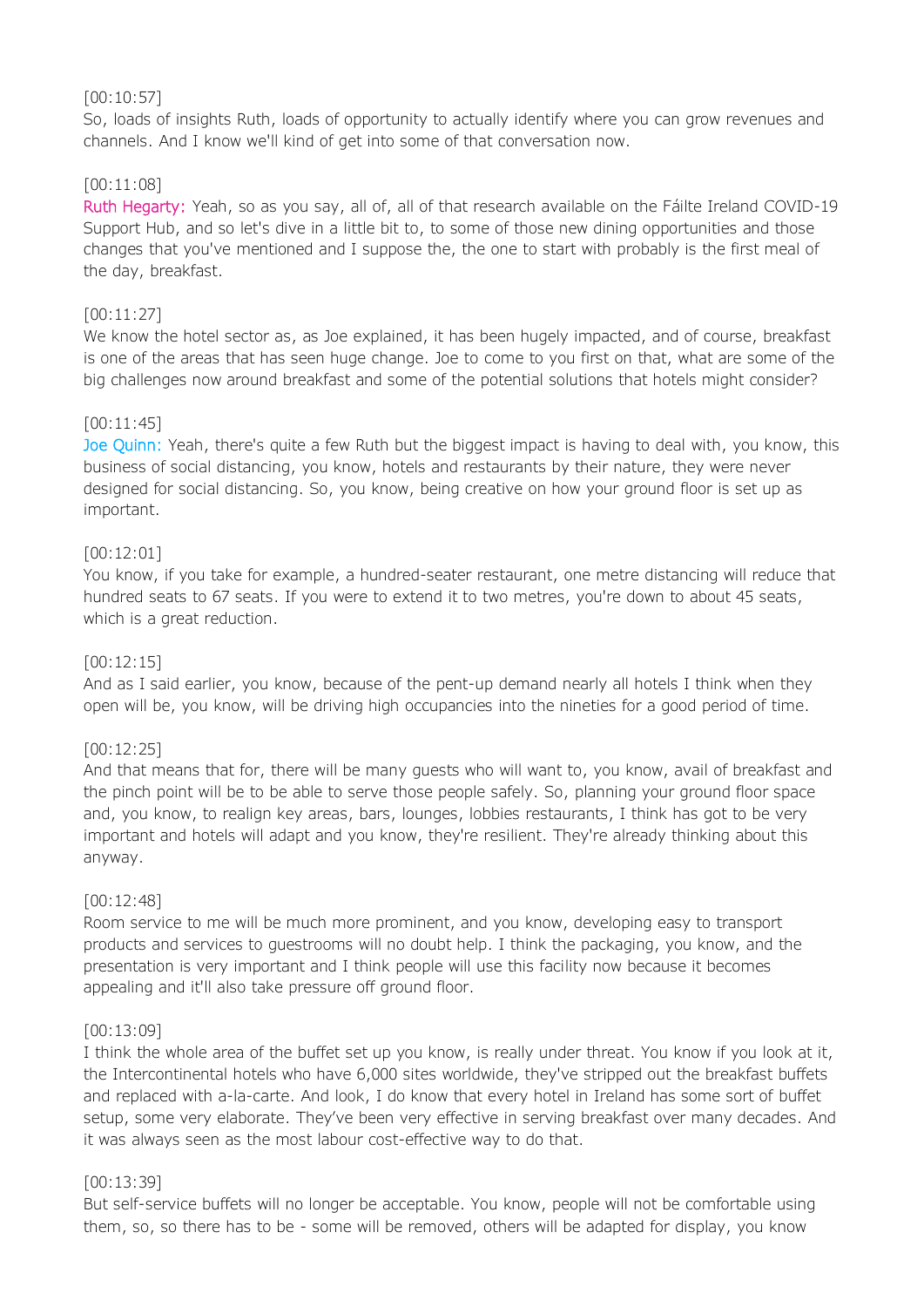[00:10:57]
So, loads of insights Ruth, loads of opportunity to actually identify where you can grow revenues and channels. And I know we'll kind of get into some of that conversation now.

[00:11:08]
Ruth Hegarty: Yeah, so as you say, all of, all of that research available on the Fáilte Ireland COVID-19 Support Hub, and so let's dive in a little bit to, to some of those new dining opportunities and those changes that you've mentioned and I suppose the, the one to start with probably is the first meal of the day, breakfast.

[00:11:27]
We know the hotel sector as, as Joe explained, it has been hugely impacted, and of course, breakfast is one of the areas that has seen huge change. Joe to come to you first on that, what are some of the big challenges now around breakfast and some of the potential solutions that hotels might consider?

[00:11:45]
Joe Quinn: Yeah, there's quite a few Ruth but the biggest impact is having to deal with, you know, this business of social distancing, you know, hotels and restaurants by their nature, they were never designed for social distancing. So, you know, being creative on how your ground floor is set up as important.

[00:12:01]
You know, if you take for example, a hundred-seater restaurant, one metre distancing will reduce that hundred seats to 67 seats. If you were to extend it to two metres, you're down to about 45 seats, which is a great reduction.

[00:12:15]
And as I said earlier, you know, because of the pent-up demand nearly all hotels I think when they open will be, you know, will be driving high occupancies into the nineties for a good period of time.

[00:12:25]
And that means that for, there will be many guests who will want to, you know, avail of breakfast and the pinch point will be to be able to serve those people safely. So, planning your ground floor space and, you know, to realign key areas, bars, lounges, lobbies restaurants, I think has got to be very important and hotels will adapt and you know, they're resilient. They're already thinking about this anyway.

[00:12:48]
Room service to me will be much more prominent, and you know, developing easy to transport products and services to guestrooms will no doubt help. I think the packaging, you know, and the presentation is very important and I think people will use this facility now because it becomes appealing and it'll also take pressure off ground floor.

[00:13:09]
I think the whole area of the buffet set up you know, is really under threat. You know if you look at it, the Intercontinental hotels who have 6,000 sites worldwide, they've stripped out the breakfast buffets and replaced with a-la-carte. And look, I do know that every hotel in Ireland has some sort of buffet setup, some very elaborate. They've been very effective in serving breakfast over many decades. And it was always seen as the most labour cost-effective way to do that.

[00:13:39]
But self-service buffets will no longer be acceptable. You know, people will not be comfortable using them, so, so there has to be - some will be removed, others will be adapted for display, you know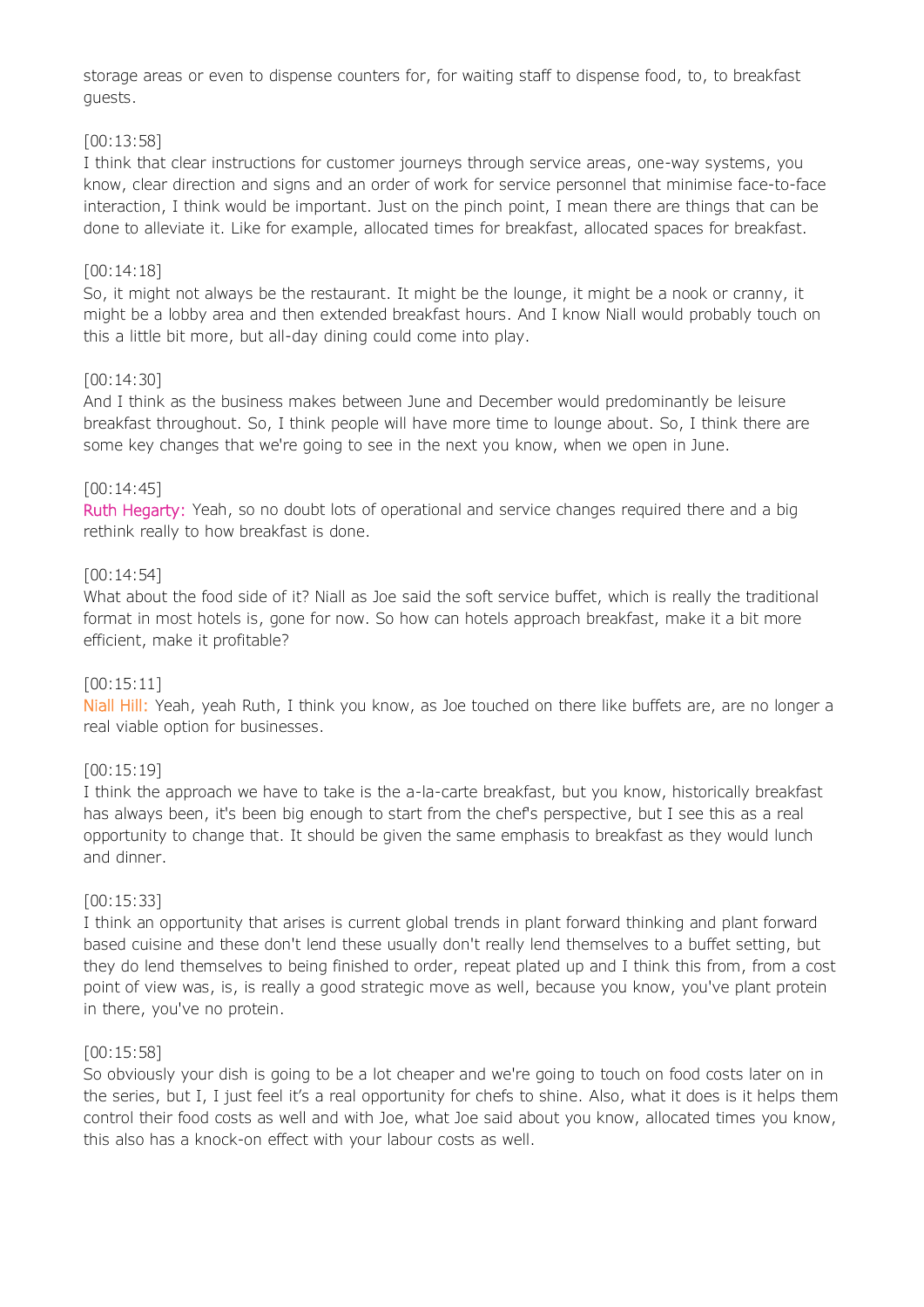storage areas or even to dispense counters for, for waiting staff to dispense food, to, to breakfast guests.

[00:13:58]
I think that clear instructions for customer journeys through service areas, one-way systems, you know, clear direction and signs and an order of work for service personnel that minimise face-to-face interaction, I think would be important. Just on the pinch point, I mean there are things that can be done to alleviate it. Like for example, allocated times for breakfast, allocated spaces for breakfast.

[00:14:18]
So, it might not always be the restaurant. It might be the lounge, it might be a nook or cranny, it might be a lobby area and then extended breakfast hours. And I know Niall would probably touch on this a little bit more, but all-day dining could come into play.

[00:14:30]
And I think as the business makes between June and December would predominantly be leisure breakfast throughout. So, I think people will have more time to lounge about. So, I think there are some key changes that we're going to see in the next you know, when we open in June.

[00:14:45]
Ruth Hegarty: Yeah, so no doubt lots of operational and service changes required there and a big rethink really to how breakfast is done.

[00:14:54]
What about the food side of it? Niall as Joe said the soft service buffet, which is really the traditional format in most hotels is, gone for now. So how can hotels approach breakfast, make it a bit more efficient, make it profitable?

[00:15:11]
Niall Hill: Yeah, yeah Ruth, I think you know, as Joe touched on there like buffets are, are no longer a real viable option for businesses.

[00:15:19]
I think the approach we have to take is the a-la-carte breakfast, but you know, historically breakfast has always been, it's been big enough to start from the chef's perspective, but I see this as a real opportunity to change that. It should be given the same emphasis to breakfast as they would lunch and dinner.

[00:15:33]
I think an opportunity that arises is current global trends in plant forward thinking and plant forward based cuisine and these don't lend these usually don't really lend themselves to a buffet setting, but they do lend themselves to being finished to order, repeat plated up and I think this from, from a cost point of view was, is, is really a good strategic move as well, because you know, you've plant protein in there, you've no protein.

[00:15:58]
So obviously your dish is going to be a lot cheaper and we're going to touch on food costs later on in the series, but I, I just feel it's a real opportunity for chefs to shine. Also, what it does is it helps them control their food costs as well and with Joe, what Joe said about you know, allocated times you know, this also has a knock-on effect with your labour costs as well.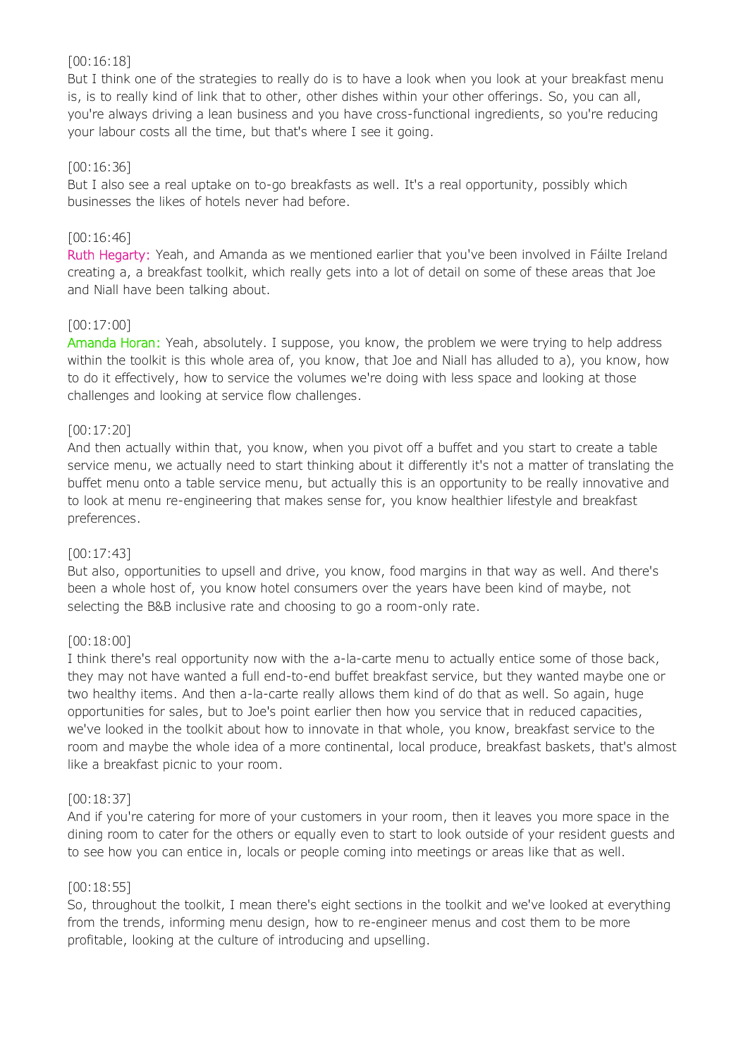[00:16:18]

But I think one of the strategies to really do is to have a look when you look at your breakfast menu is, is to really kind of link that to other, other dishes within your other offerings. So, you can all, you're always driving a lean business and you have cross-functional ingredients, so you're reducing your labour costs all the time, but that's where I see it going.

[00:16:36]

But I also see a real uptake on to-go breakfasts as well. It's a real opportunity, possibly which businesses the likes of hotels never had before.

[00:16:46]

Ruth Hegarty: Yeah, and Amanda as we mentioned earlier that you've been involved in Fáilte Ireland creating a, a breakfast toolkit, which really gets into a lot of detail on some of these areas that Joe and Niall have been talking about.

[00:17:00]

Amanda Horan: Yeah, absolutely. I suppose, you know, the problem we were trying to help address within the toolkit is this whole area of, you know, that Joe and Niall has alluded to a), you know, how to do it effectively, how to service the volumes we're doing with less space and looking at those challenges and looking at service flow challenges.

[00:17:20]

And then actually within that, you know, when you pivot off a buffet and you start to create a table service menu, we actually need to start thinking about it differently it's not a matter of translating the buffet menu onto a table service menu, but actually this is an opportunity to be really innovative and to look at menu re-engineering that makes sense for, you know healthier lifestyle and breakfast preferences.

[00:17:43]

But also, opportunities to upsell and drive, you know, food margins in that way as well. And there's been a whole host of, you know hotel consumers over the years have been kind of maybe, not selecting the B&B inclusive rate and choosing to go a room-only rate.

[00:18:00]

I think there's real opportunity now with the a-la-carte menu to actually entice some of those back, they may not have wanted a full end-to-end buffet breakfast service, but they wanted maybe one or two healthy items. And then a-la-carte really allows them kind of do that as well. So again, huge opportunities for sales, but to Joe's point earlier then how you service that in reduced capacities, we've looked in the toolkit about how to innovate in that whole, you know, breakfast service to the room and maybe the whole idea of a more continental, local produce, breakfast baskets, that's almost like a breakfast picnic to your room.

[00:18:37]

And if you're catering for more of your customers in your room, then it leaves you more space in the dining room to cater for the others or equally even to start to look outside of your resident guests and to see how you can entice in, locals or people coming into meetings or areas like that as well.

[00:18:55]

So, throughout the toolkit, I mean there's eight sections in the toolkit and we've looked at everything from the trends, informing menu design, how to re-engineer menus and cost them to be more profitable, looking at the culture of introducing and upselling.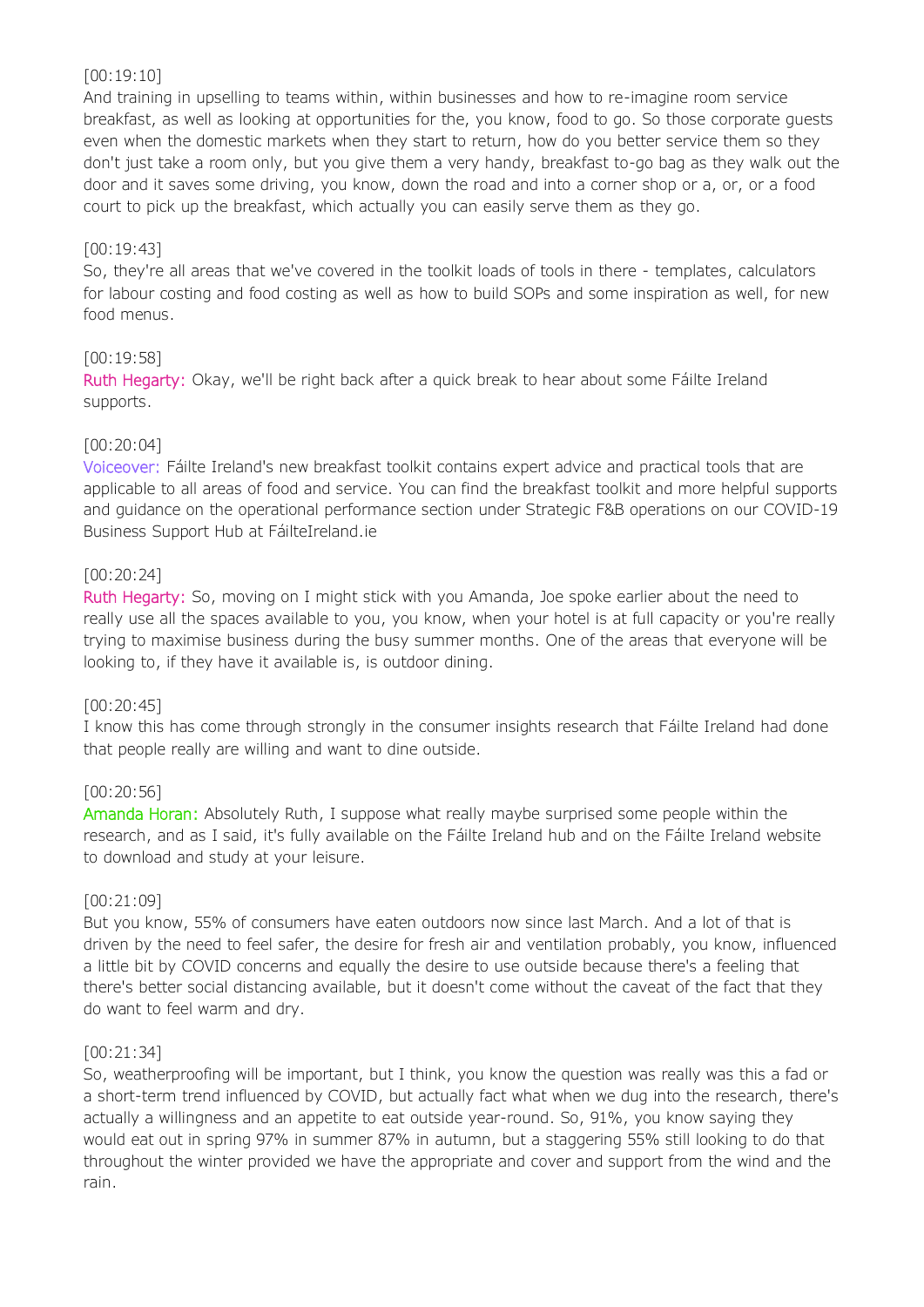[00:19:10]
And training in upselling to teams within, within businesses and how to re-imagine room service breakfast, as well as looking at opportunities for the, you know, food to go. So those corporate guests even when the domestic markets when they start to return, how do you better service them so they don't just take a room only, but you give them a very handy, breakfast to-go bag as they walk out the door and it saves some driving, you know, down the road and into a corner shop or a, or, or a food court to pick up the breakfast, which actually you can easily serve them as they go.

[00:19:43]
So, they're all areas that we've covered in the toolkit loads of tools in there - templates, calculators for labour costing and food costing as well as how to build SOPs and some inspiration as well, for new food menus.

[00:19:58]
Ruth Hegarty: Okay, we'll be right back after a quick break to hear about some Fáilte Ireland supports.

[00:20:04]
Voiceover: Fáilte Ireland's new breakfast toolkit contains expert advice and practical tools that are applicable to all areas of food and service. You can find the breakfast toolkit and more helpful supports and guidance on the operational performance section under Strategic F&B operations on our COVID-19 Business Support Hub at FáilteIreland.ie

[00:20:24]
Ruth Hegarty: So, moving on I might stick with you Amanda, Joe spoke earlier about the need to really use all the spaces available to you, you know, when your hotel is at full capacity or you're really trying to maximise business during the busy summer months. One of the areas that everyone will be looking to, if they have it available is, is outdoor dining.

[00:20:45]
I know this has come through strongly in the consumer insights research that Fáilte Ireland had done that people really are willing and want to dine outside.

[00:20:56]
Amanda Horan: Absolutely Ruth, I suppose what really maybe surprised some people within the research, and as I said, it's fully available on the Fáilte Ireland hub and on the Fáilte Ireland website to download and study at your leisure.

[00:21:09]
But you know, 55% of consumers have eaten outdoors now since last March. And a lot of that is driven by the need to feel safer, the desire for fresh air and ventilation probably, you know, influenced a little bit by COVID concerns and equally the desire to use outside because there's a feeling that there's better social distancing available, but it doesn't come without the caveat of the fact that they do want to feel warm and dry.

[00:21:34]
So, weatherproofing will be important, but I think, you know the question was really was this a fad or a short-term trend influenced by COVID, but actually fact what when we dug into the research, there's actually a willingness and an appetite to eat outside year-round. So, 91%, you know saying they would eat out in spring 97% in summer 87% in autumn, but a staggering 55% still looking to do that throughout the winter provided we have the appropriate and cover and support from the wind and the rain.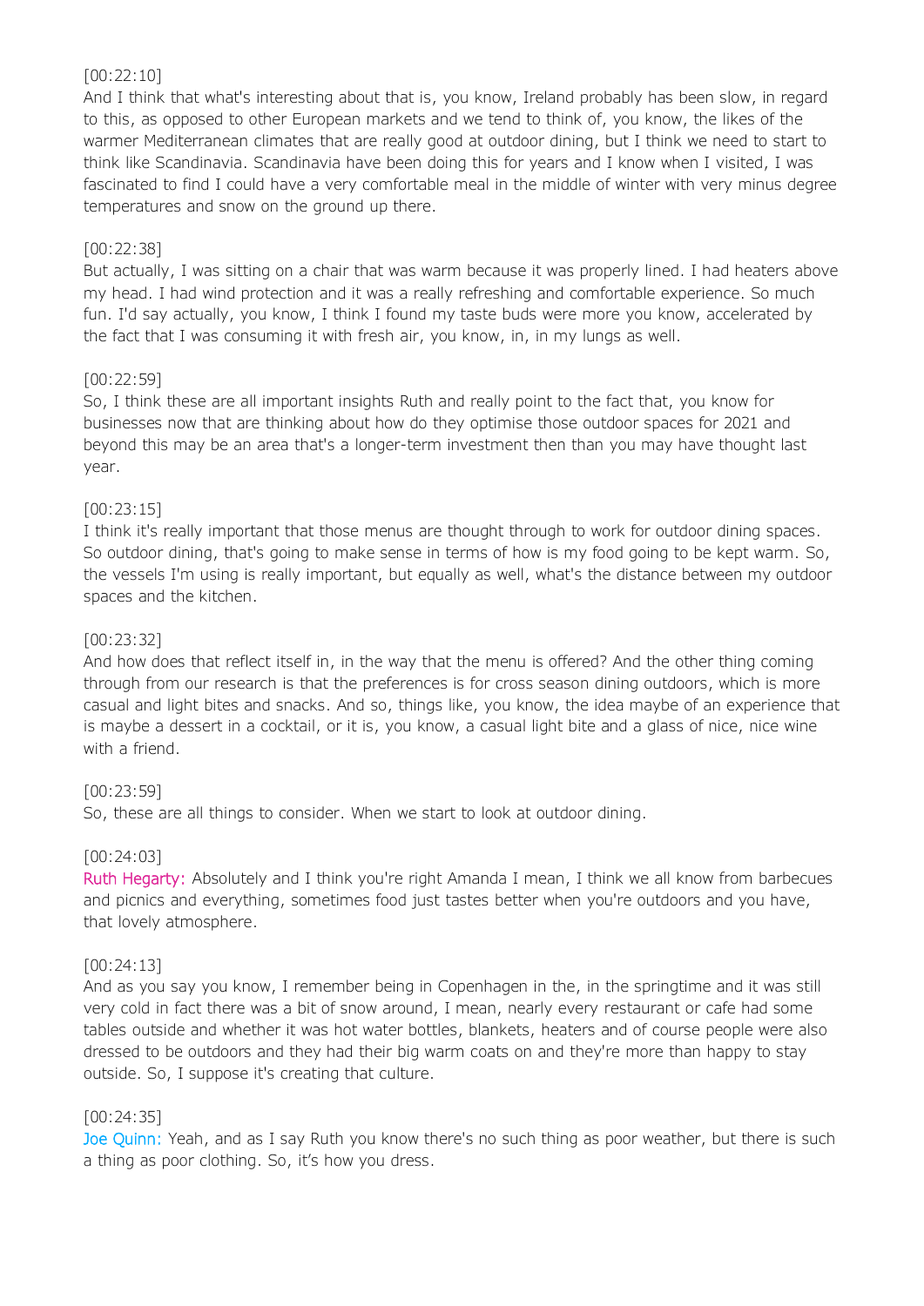[00:22:10]
And I think that what's interesting about that is, you know, Ireland probably has been slow, in regard to this, as opposed to other European markets and we tend to think of, you know, the likes of the warmer Mediterranean climates that are really good at outdoor dining, but I think we need to start to think like Scandinavia. Scandinavia have been doing this for years and I know when I visited, I was fascinated to find I could have a very comfortable meal in the middle of winter with very minus degree temperatures and snow on the ground up there.

[00:22:38]
But actually, I was sitting on a chair that was warm because it was properly lined. I had heaters above my head. I had wind protection and it was a really refreshing and comfortable experience. So much fun. I'd say actually, you know, I think I found my taste buds were more you know, accelerated by the fact that I was consuming it with fresh air, you know, in, in my lungs as well.

[00:22:59]
So, I think these are all important insights Ruth and really point to the fact that, you know for businesses now that are thinking about how do they optimise those outdoor spaces for 2021 and beyond this may be an area that's a longer-term investment then than you may have thought last year.

[00:23:15]
I think it's really important that those menus are thought through to work for outdoor dining spaces. So outdoor dining, that's going to make sense in terms of how is my food going to be kept warm. So, the vessels I'm using is really important, but equally as well, what's the distance between my outdoor spaces and the kitchen.

[00:23:32]
And how does that reflect itself in, in the way that the menu is offered? And the other thing coming through from our research is that the preferences is for cross season dining outdoors, which is more casual and light bites and snacks. And so, things like, you know, the idea maybe of an experience that is maybe a dessert in a cocktail, or it is, you know, a casual light bite and a glass of nice, nice wine with a friend.

[00:23:59]
So, these are all things to consider. When we start to look at outdoor dining.

[00:24:03]
Ruth Hegarty: Absolutely and I think you're right Amanda I mean, I think we all know from barbecues and picnics and everything, sometimes food just tastes better when you're outdoors and you have, that lovely atmosphere.

[00:24:13]
And as you say you know, I remember being in Copenhagen in the, in the springtime and it was still very cold in fact there was a bit of snow around, I mean, nearly every restaurant or cafe had some tables outside and whether it was hot water bottles, blankets, heaters and of course people were also dressed to be outdoors and they had their big warm coats on and they're more than happy to stay outside. So, I suppose it's creating that culture.

[00:24:35]
Joe Quinn: Yeah, and as I say Ruth you know there's no such thing as poor weather, but there is such a thing as poor clothing. So, it's how you dress.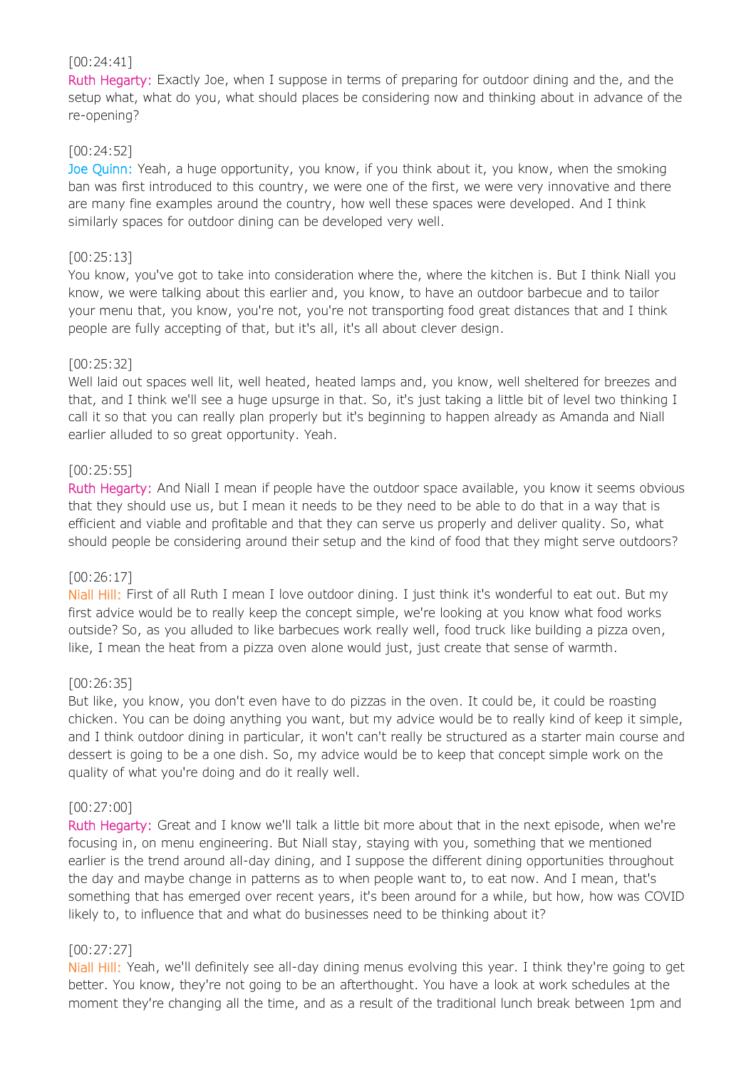[00:24:41]
Ruth Hegarty: Exactly Joe, when I suppose in terms of preparing for outdoor dining and the, and the setup what, what do you, what should places be considering now and thinking about in advance of the re-opening?

[00:24:52]
Joe Quinn: Yeah, a huge opportunity, you know, if you think about it, you know, when the smoking ban was first introduced to this country, we were one of the first, we were very innovative and there are many fine examples around the country, how well these spaces were developed. And I think similarly spaces for outdoor dining can be developed very well.

[00:25:13]
You know, you've got to take into consideration where the, where the kitchen is. But I think Niall you know, we were talking about this earlier and, you know, to have an outdoor barbecue and to tailor your menu that, you know, you're not, you're not transporting food great distances that and I think people are fully accepting of that, but it's all, it's all about clever design.

[00:25:32]
Well laid out spaces well lit, well heated, heated lamps and, you know, well sheltered for breezes and that, and I think we'll see a huge upsurge in that. So, it's just taking a little bit of level two thinking I call it so that you can really plan properly but it's beginning to happen already as Amanda and Niall earlier alluded to so great opportunity. Yeah.

[00:25:55]
Ruth Hegarty: And Niall I mean if people have the outdoor space available, you know it seems obvious that they should use us, but I mean it needs to be they need to be able to do that in a way that is efficient and viable and profitable and that they can serve us properly and deliver quality. So, what should people be considering around their setup and the kind of food that they might serve outdoors?

[00:26:17]
Niall Hill: First of all Ruth I mean I love outdoor dining. I just think it's wonderful to eat out. But my first advice would be to really keep the concept simple, we're looking at you know what food works outside? So, as you alluded to like barbecues work really well, food truck like building a pizza oven, like, I mean the heat from a pizza oven alone would just, just create that sense of warmth.

[00:26:35]
But like, you know, you don't even have to do pizzas in the oven. It could be, it could be roasting chicken. You can be doing anything you want, but my advice would be to really kind of keep it simple, and I think outdoor dining in particular, it won't can't really be structured as a starter main course and dessert is going to be a one dish. So, my advice would be to keep that concept simple work on the quality of what you're doing and do it really well.

[00:27:00]
Ruth Hegarty: Great and I know we'll talk a little bit more about that in the next episode, when we're focusing in, on menu engineering. But Niall stay, staying with you, something that we mentioned earlier is the trend around all-day dining, and I suppose the different dining opportunities throughout the day and maybe change in patterns as to when people want to, to eat now. And I mean, that's something that has emerged over recent years, it's been around for a while, but how, how was COVID likely to, to influence that and what do businesses need to be thinking about it?

[00:27:27]
Niall Hill: Yeah, we'll definitely see all-day dining menus evolving this year. I think they're going to get better. You know, they're not going to be an afterthought. You have a look at work schedules at the moment they're changing all the time, and as a result of the traditional lunch break between 1pm and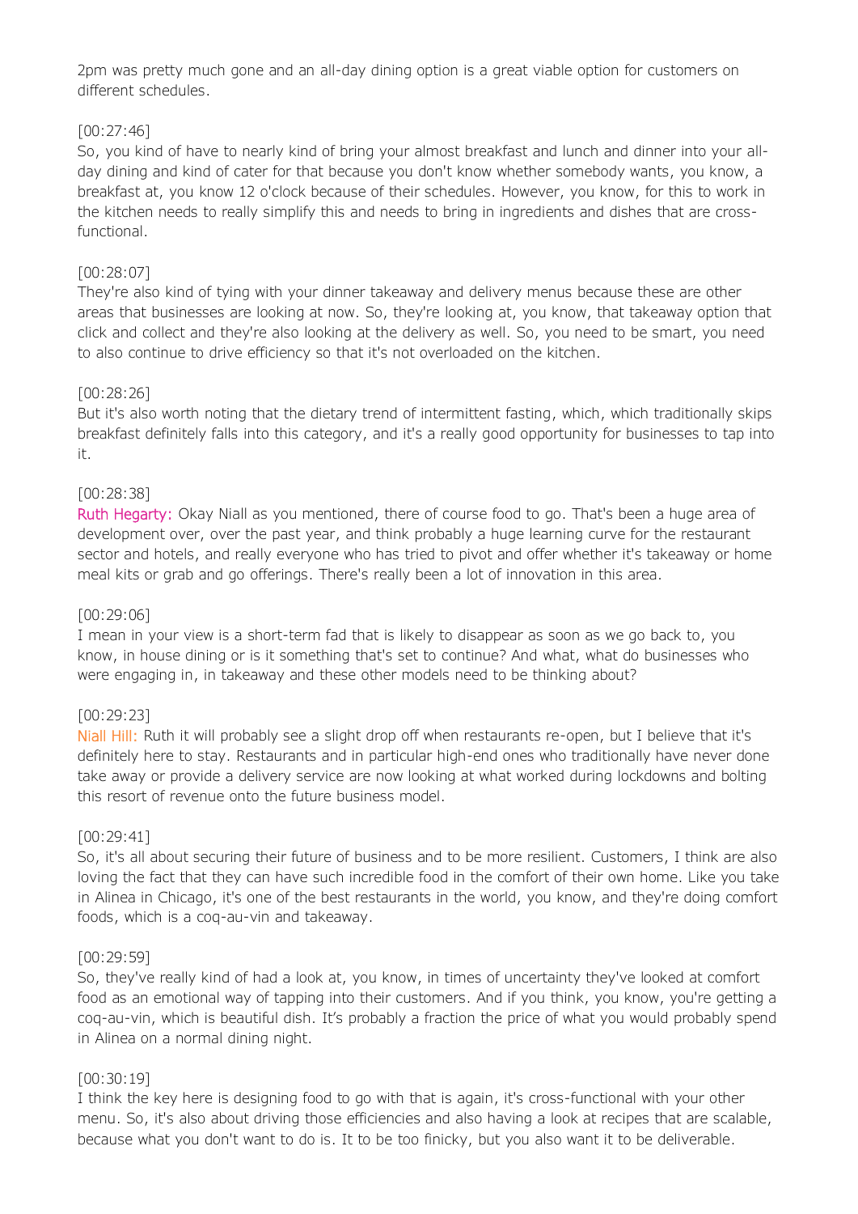2pm was pretty much gone and an all-day dining option is a great viable option for customers on different schedules.

[00:27:46]
So, you kind of have to nearly kind of bring your almost breakfast and lunch and dinner into your all-day dining and kind of cater for that because you don't know whether somebody wants, you know, a breakfast at, you know 12 o'clock because of their schedules. However, you know, for this to work in the kitchen needs to really simplify this and needs to bring in ingredients and dishes that are cross-functional.

[00:28:07]
They're also kind of tying with your dinner takeaway and delivery menus because these are other areas that businesses are looking at now. So, they're looking at, you know, that takeaway option that click and collect and they're also looking at the delivery as well. So, you need to be smart, you need to also continue to drive efficiency so that it's not overloaded on the kitchen.

[00:28:26]
But it's also worth noting that the dietary trend of intermittent fasting, which, which traditionally skips breakfast definitely falls into this category, and it's a really good opportunity for businesses to tap into it.

[00:28:38]
Ruth Hegarty: Okay Niall as you mentioned, there of course food to go. That's been a huge area of development over, over the past year, and think probably a huge learning curve for the restaurant sector and hotels, and really everyone who has tried to pivot and offer whether it's takeaway or home meal kits or grab and go offerings. There's really been a lot of innovation in this area.

[00:29:06]
I mean in your view is a short-term fad that is likely to disappear as soon as we go back to, you know, in house dining or is it something that's set to continue? And what, what do businesses who were engaging in, in takeaway and these other models need to be thinking about?

[00:29:23]
Niall Hill: Ruth it will probably see a slight drop off when restaurants re-open, but I believe that it's definitely here to stay. Restaurants and in particular high-end ones who traditionally have never done take away or provide a delivery service are now looking at what worked during lockdowns and bolting this resort of revenue onto the future business model.

[00:29:41]
So, it's all about securing their future of business and to be more resilient. Customers, I think are also loving the fact that they can have such incredible food in the comfort of their own home. Like you take in Alinea in Chicago, it's one of the best restaurants in the world, you know, and they're doing comfort foods, which is a coq-au-vin and takeaway.

[00:29:59]
So, they've really kind of had a look at, you know, in times of uncertainty they've looked at comfort food as an emotional way of tapping into their customers. And if you think, you know, you're getting a coq-au-vin, which is beautiful dish. It's probably a fraction the price of what you would probably spend in Alinea on a normal dining night.

[00:30:19]
I think the key here is designing food to go with that is again, it's cross-functional with your other menu. So, it's also about driving those efficiencies and also having a look at recipes that are scalable, because what you don't want to do is. It to be too finicky, but you also want it to be deliverable.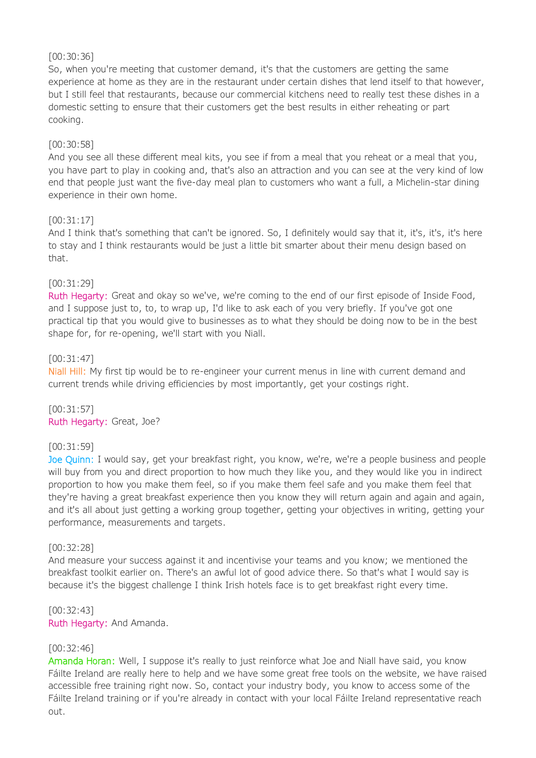[00:30:36]
So, when you're meeting that customer demand, it's that the customers are getting the same experience at home as they are in the restaurant under certain dishes that lend itself to that however, but I still feel that restaurants, because our commercial kitchens need to really test these dishes in a domestic setting to ensure that their customers get the best results in either reheating or part cooking.

[00:30:58]
And you see all these different meal kits, you see if from a meal that you reheat or a meal that you, you have part to play in cooking and, that's also an attraction and you can see at the very kind of low end that people just want the five-day meal plan to customers who want a full, a Michelin-star dining experience in their own home.

[00:31:17]
And I think that's something that can't be ignored. So, I definitely would say that it, it's, it's, it's here to stay and I think restaurants would be just a little bit smarter about their menu design based on that.

[00:31:29]
Ruth Hegarty: Great and okay so we've, we're coming to the end of our first episode of Inside Food, and I suppose just to, to, to wrap up, I'd like to ask each of you very briefly. If you've got one practical tip that you would give to businesses as to what they should be doing now to be in the best shape for, for re-opening, we'll start with you Niall.

[00:31:47]
Niall Hill: My first tip would be to re-engineer your current menus in line with current demand and current trends while driving efficiencies by most importantly, get your costings right.

[00:31:57]
Ruth Hegarty: Great, Joe?

[00:31:59]
Joe Quinn: I would say, get your breakfast right, you know, we're, we're a people business and people will buy from you and direct proportion to how much they like you, and they would like you in indirect proportion to how you make them feel, so if you make them feel safe and you make them feel that they're having a great breakfast experience then you know they will return again and again and again, and it's all about just getting a working group together, getting your objectives in writing, getting your performance, measurements and targets.

[00:32:28]
And measure your success against it and incentivise your teams and you know; we mentioned the breakfast toolkit earlier on. There's an awful lot of good advice there. So that's what I would say is because it's the biggest challenge I think Irish hotels face is to get breakfast right every time.

[00:32:43]
Ruth Hegarty: And Amanda.

[00:32:46]
Amanda Horan: Well, I suppose it's really to just reinforce what Joe and Niall have said, you know Fáilte Ireland are really here to help and we have some great free tools on the website, we have raised accessible free training right now. So, contact your industry body, you know to access some of the Fáilte Ireland training or if you're already in contact with your local Fáilte Ireland representative reach out.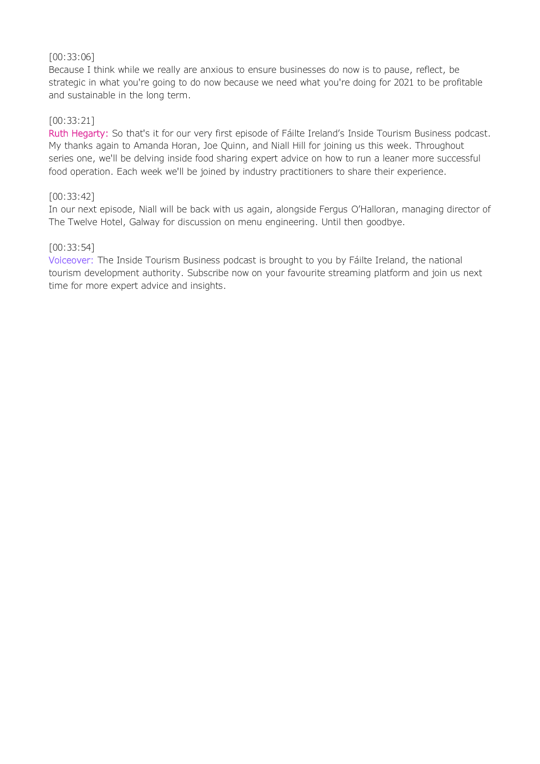[00:33:06]
Because I think while we really are anxious to ensure businesses do now is to pause, reflect, be strategic in what you're going to do now because we need what you're doing for 2021 to be profitable and sustainable in the long term.

[00:33:21]
Ruth Hegarty: So that's it for our very first episode of Fáilte Ireland's Inside Tourism Business podcast. My thanks again to Amanda Horan, Joe Quinn, and Niall Hill for joining us this week. Throughout series one, we'll be delving inside food sharing expert advice on how to run a leaner more successful food operation. Each week we'll be joined by industry practitioners to share their experience.

[00:33:42]
In our next episode, Niall will be back with us again, alongside Fergus O'Halloran, managing director of The Twelve Hotel, Galway for discussion on menu engineering. Until then goodbye.

[00:33:54]
Voiceover: The Inside Tourism Business podcast is brought to you by Fáilte Ireland, the national tourism development authority. Subscribe now on your favourite streaming platform and join us next time for more expert advice and insights.